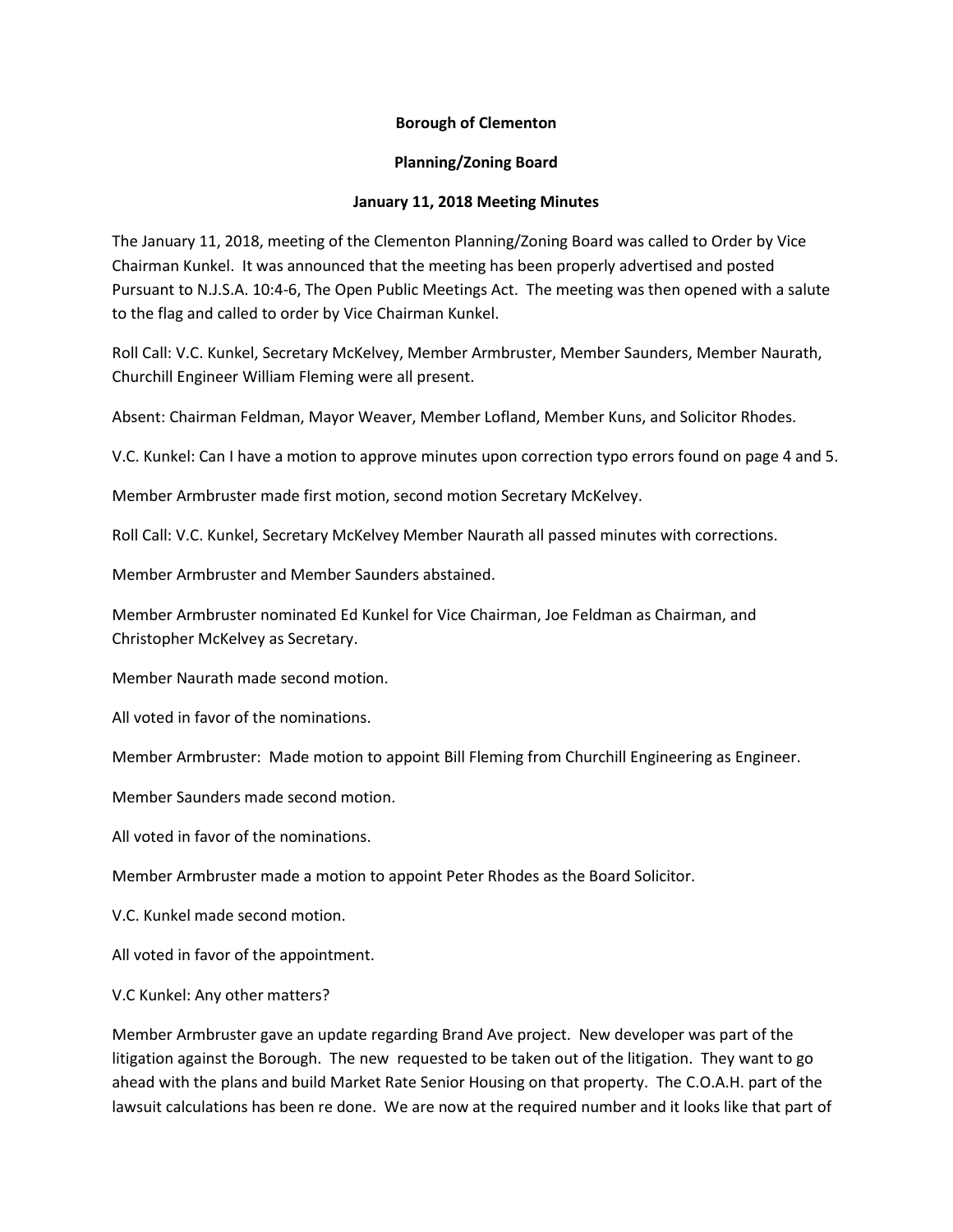**Borough of Clementon**

**Planning/Zoning Board**

**January 11, 2018 Meeting Minutes**

The January 11, 2018, meeting of the Clementon Planning/Zoning Board was called to Order by Vice Chairman Kunkel. It was announced that the meeting has been properly advertised and posted Pursuant to N.J.S.A. 10:4-6, The Open Public Meetings Act. The meeting was then opened with a salute to the flag and called to order by Vice Chairman Kunkel.

Roll Call: V.C. Kunkel, Secretary McKelvey, Member Armbruster, Member Saunders, Member Naurath, Churchill Engineer William Fleming were all present.

Absent: Chairman Feldman, Mayor Weaver, Member Lofland, Member Kuns, and Solicitor Rhodes.

V.C. Kunkel: Can I have a motion to approve minutes upon correction typo errors found on page 4 and 5.

Member Armbruster made first motion, second motion Secretary McKelvey.

Roll Call: V.C. Kunkel, Secretary McKelvey Member Naurath all passed minutes with corrections.

Member Armbruster and Member Saunders abstained.

Member Armbruster nominated Ed Kunkel for Vice Chairman, Joe Feldman as Chairman, and Christopher McKelvey as Secretary.

Member Naurath made second motion.

All voted in favor of the nominations.

Member Armbruster: Made motion to appoint Bill Fleming from Churchill Engineering as Engineer.

Member Saunders made second motion.

All voted in favor of the nominations.

Member Armbruster made a motion to appoint Peter Rhodes as the Board Solicitor.

V.C. Kunkel made second motion.

All voted in favor of the appointment.

V.C Kunkel: Any other matters?

Member Armbruster gave an update regarding Brand Ave project. New developer was part of the litigation against the Borough. The new requested to be taken out of the litigation. They want to go ahead with the plans and build Market Rate Senior Housing on that property. The C.O.A.H. part of the lawsuit calculations has been re done. We are now at the required number and it looks like that part of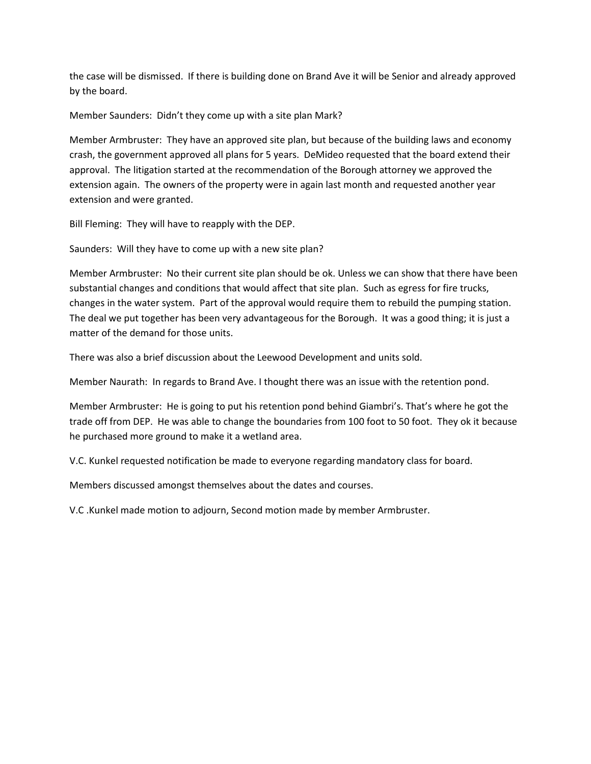the case will be dismissed. If there is building done on Brand Ave it will be Senior and already approved by the board.

Member Saunders: Didn't they come up with a site plan Mark?

Member Armbruster: They have an approved site plan, but because of the building laws and economy crash, the government approved all plans for 5 years. DeMideo requested that the board extend their approval. The litigation started at the recommendation of the Borough attorney we approved the extension again. The owners of the property were in again last month and requested another year extension and were granted.

Bill Fleming: They will have to reapply with the DEP.

Saunders: Will they have to come up with a new site plan?

Member Armbruster: No their current site plan should be ok. Unless we can show that there have been substantial changes and conditions that would affect that site plan. Such as egress for fire trucks, changes in the water system. Part of the approval would require them to rebuild the pumping station. The deal we put together has been very advantageous for the Borough. It was a good thing; it is just a matter of the demand for those units.

There was also a brief discussion about the Leewood Development and units sold.

Member Naurath: In regards to Brand Ave. I thought there was an issue with the retention pond.

Member Armbruster: He is going to put his retention pond behind Giambri's. That's where he got the trade off from DEP. He was able to change the boundaries from 100 foot to 50 foot. They ok it because he purchased more ground to make it a wetland area.

V.C. Kunkel requested notification be made to everyone regarding mandatory class for board.

Members discussed amongst themselves about the dates and courses.

V.C .Kunkel made motion to adjourn, Second motion made by member Armbruster.